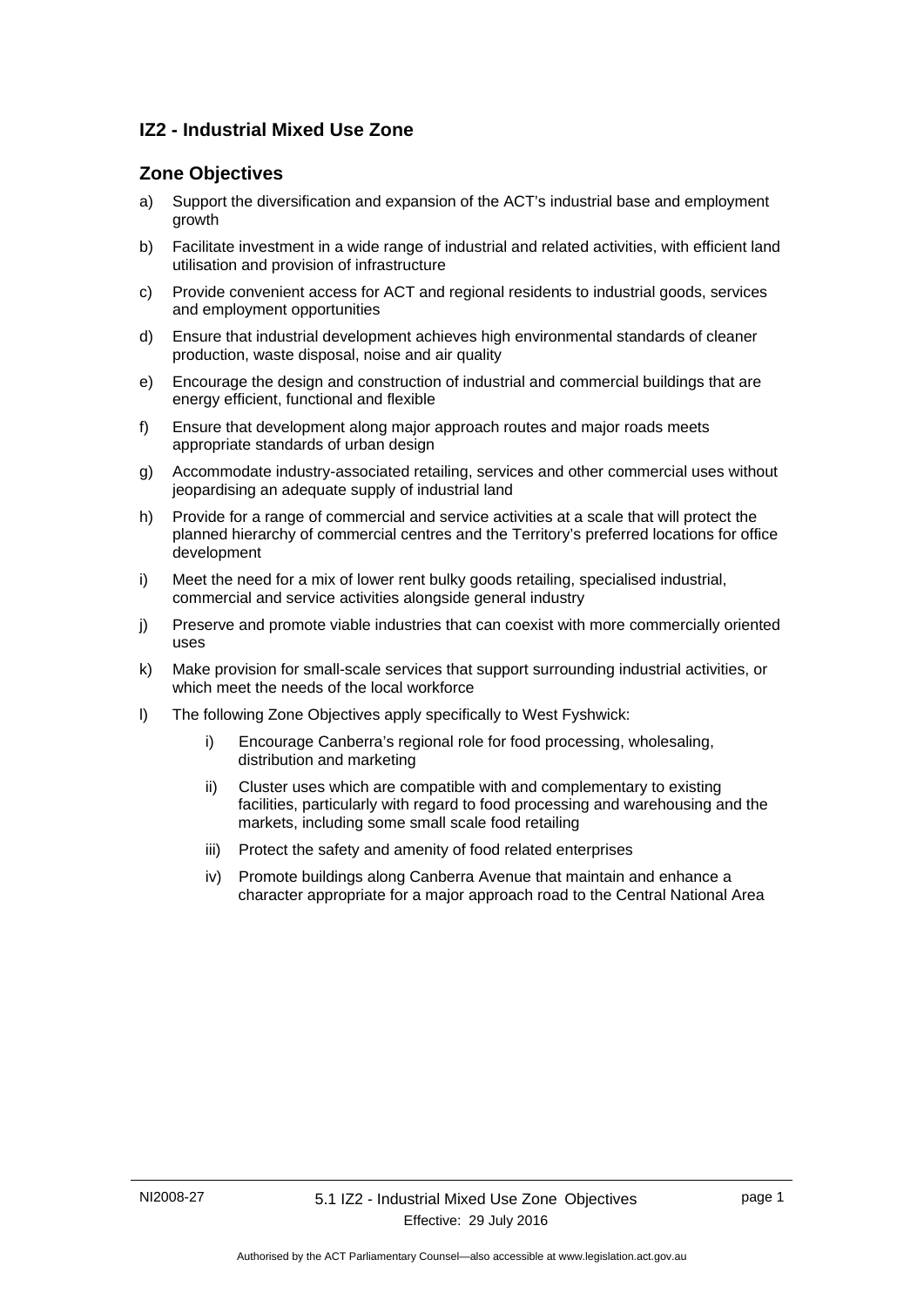## IZ2 - Industrial Mixed Use Zone

### Zone Objectives

a) Support the diversification and expansion of the ACT's industrial base and employment growth

b) Facilitate investment in a wide range of industrial and related activities, with efficient land utilisation and provision of infrastructure

c) Provide convenient access for ACT and regional residents to industrial goods, services and employment opportunities

d) Ensure that industrial development achieves high environmental standards of cleaner production, waste disposal, noise and air quality

e) Encourage the design and construction of industrial and commercial buildings that are energy efficient, functional and flexible

f) Ensure that development along major approach routes and major roads meets appropriate standards of urban design

g) Accommodate industry-associated retailing, services and other commercial uses without jeopardising an adequate supply of industrial land

h) Provide for a range of commercial and service activities at a scale that will protect the planned hierarchy of commercial centres and the Territory's preferred locations for office development

i) Meet the need for a mix of lower rent bulky goods retailing, specialised industrial, commercial and service activities alongside general industry

j) Preserve and promote viable industries that can coexist with more commercially oriented uses

k) Make provision for small-scale services that support surrounding industrial activities, or which meet the needs of the local workforce

l) The following Zone Objectives apply specifically to West Fyshwick:

   i) Encourage Canberra's regional role for food processing, wholesaling, distribution and marketing

   ii) Cluster uses which are compatible with and complementary to existing facilities, particularly with regard to food processing and warehousing and the markets, including some small scale food retailing

   iii) Protect the safety and amenity of food related enterprises

   iv) Promote buildings along Canberra Avenue that maintain and enhance a character appropriate for a major approach road to the Central National Area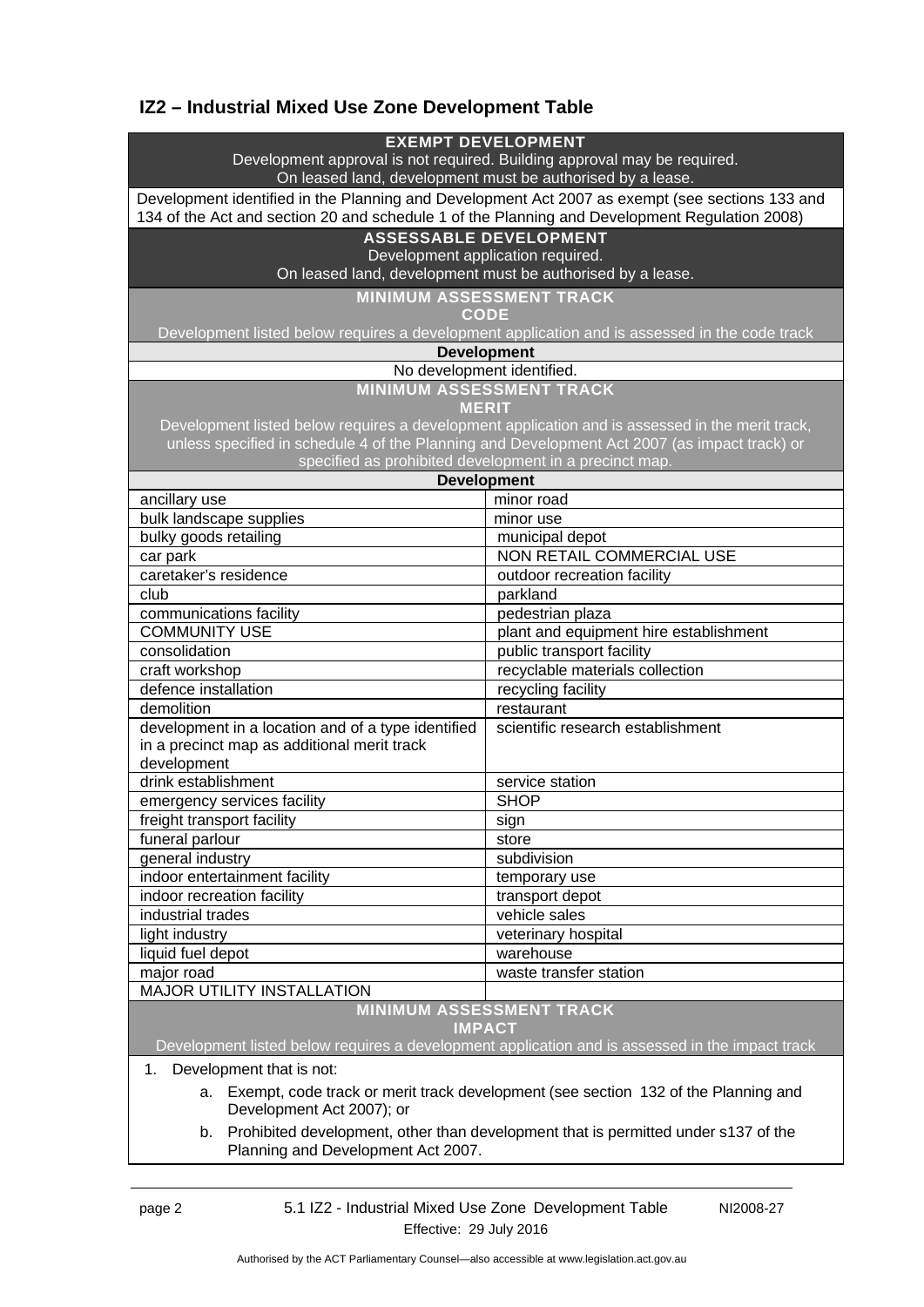## IZ2 – Industrial Mixed Use Zone Development Table

| EXEMPT DEVELOPMENT<br>Development approval is not required. Building approval may be required.<br>On leased land, development must be authorised by a lease. | |
|---|---|
| Development identified in the Planning and Development Act 2007 as exempt (see sections 133 and 134 of the Act and section 20 and schedule 1 of the Planning and Development Regulation 2008) | |
| **ASSESSABLE DEVELOPMENT**<br>Development application required.<br>On leased land, development must be authorised by a lease. | |
| **MINIMUM ASSESSMENT TRACK**<br>**CODE**<br>Development listed below requires a development application and is assessed in the code track | |
| **Development** | |
| No development identified. | |
| **MINIMUM ASSESSMENT TRACK**<br>**MERIT**<br>Development listed below requires a development application and is assessed in the merit track, unless specified in schedule 4 of the Planning and Development Act 2007 (as impact track) or specified as prohibited development in a precinct map. | |
| **Development** | |
| ancillary use | minor road |
| bulk landscape supplies | minor use |
| bulky goods retailing | municipal depot |
| car park | NON RETAIL COMMERCIAL USE |
| caretaker's residence | outdoor recreation facility |
| club | parkland |
| communications facility | pedestrian plaza |
| COMMUNITY USE | plant and equipment hire establishment |
| consolidation | public transport facility |
| craft workshop | recyclable materials collection |
| defence installation | recycling facility |
| demolition | restaurant |
| development in a location and of a type identified in a precinct map as additional merit track development | scientific research establishment |
| drink establishment | service station |
| emergency services facility | SHOP |
| freight transport facility | sign |
| funeral parlour | store |
| general industry | subdivision |
| indoor entertainment facility | temporary use |
| indoor recreation facility | transport depot |
| industrial trades | vehicle sales |
| light industry | veterinary hospital |
| liquid fuel depot | warehouse |
| major road | waste transfer station |
| MAJOR UTILITY INSTALLATION | |
| **MINIMUM ASSESSMENT TRACK**<br>**IMPACT**<br>Development listed below requires a development application and is assessed in the impact track | |
| 1. Development that is not:<br>a. Exempt, code track or merit track development (see section 132 of the Planning and Development Act 2007); or<br>b. Prohibited development, other than development that is permitted under s137 of the Planning and Development Act 2007. | |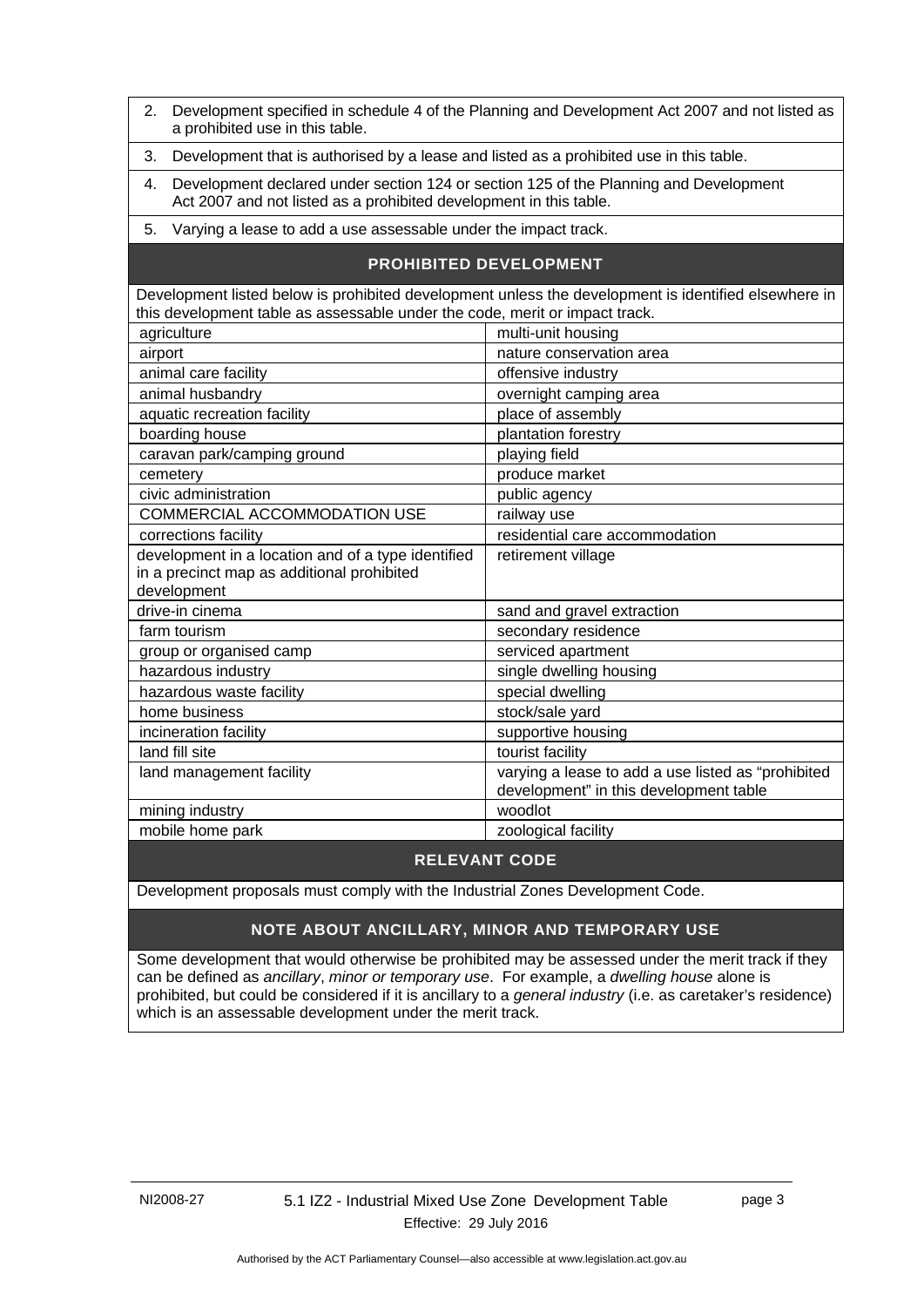2. Development specified in schedule 4 of the Planning and Development Act 2007 and not listed as a prohibited use in this table.
3. Development that is authorised by a lease and listed as a prohibited use in this table.
4. Development declared under section 124 or section 125 of the Planning and Development Act 2007 and not listed as a prohibited development in this table.
5. Varying a lease to add a use assessable under the impact track.

## PROHIBITED DEVELOPMENT

Development listed below is prohibited development unless the development is identified elsewhere in this development table as assessable under the code, merit or impact track.

| | |
|---|---|
| agriculture | multi-unit housing |
| airport | nature conservation area |
| animal care facility | offensive industry |
| animal husbandry | overnight camping area |
| aquatic recreation facility | place of assembly |
| boarding house | plantation forestry |
| caravan park/camping ground | playing field |
| cemetery | produce market |
| civic administration | public agency |
| COMMERCIAL ACCOMMODATION USE | railway use |
| corrections facility | residential care accommodation |
| development in a location and of a type identified in a precinct map as additional prohibited development | retirement village |
| drive-in cinema | sand and gravel extraction |
| farm tourism | secondary residence |
| group or organised camp | serviced apartment |
| hazardous industry | single dwelling housing |
| hazardous waste facility | special dwelling |
| home business | stock/sale yard |
| incineration facility | supportive housing |
| land fill site | tourist facility |
| land management facility | varying a lease to add a use listed as "prohibited development" in this development table |
| mining industry | woodlot |
| mobile home park | zoological facility |

## RELEVANT CODE

Development proposals must comply with the Industrial Zones Development Code.

## NOTE ABOUT ANCILLARY, MINOR AND TEMPORARY USE

Some development that would otherwise be prohibited may be assessed under the merit track if they can be defined as *ancillary*, *minor or temporary use*. For example, a *dwelling house* alone is prohibited, but could be considered if it is ancillary to a *general industry* (i.e. as caretaker's residence) which is an assessable development under the merit track.